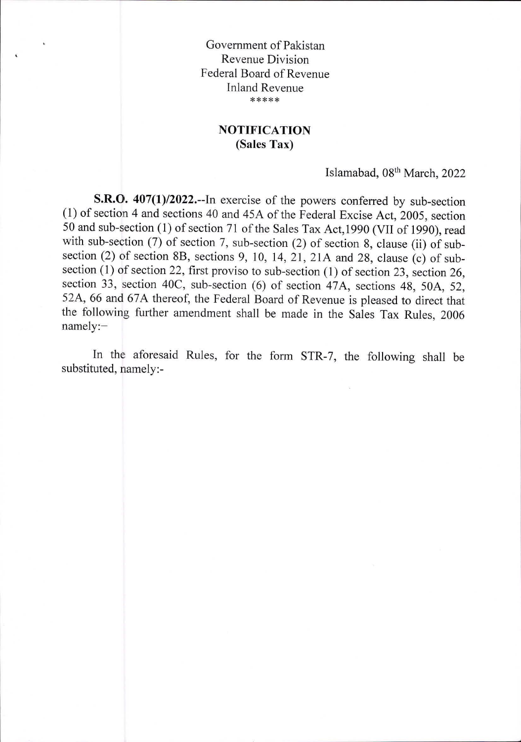Government of Pakistan
Revenue Division
Federal Board of Revenue
Inland Revenue
*****

## NOTIFICATION
## (Sales Tax)

Islamabad, 08th March, 2022

**S.R.O. 407(1)/2022.**--In exercise of the powers conferred by sub-section (1) of section 4 and sections 40 and 45A of the Federal Excise Act, 2005, section 50 and sub-section (1) of section 71 of the Sales Tax Act,1990 (VII of 1990), read with sub-section (7) of section 7, sub-section (2) of section 8, clause (ii) of sub-section (2) of section 8B, sections 9, 10, 14, 21, 21A and 28, clause (c) of sub-section (1) of section 22, first proviso to sub-section (1) of section 23, section 26, section 33, section 40C, sub-section (6) of section 47A, sections 48, 50A, 52, 52A, 66 and 67A thereof, the Federal Board of Revenue is pleased to direct that the following further amendment shall be made in the Sales Tax Rules, 2006 namely:-

In the aforesaid Rules, for the form STR-7, the following shall be substituted, namely:-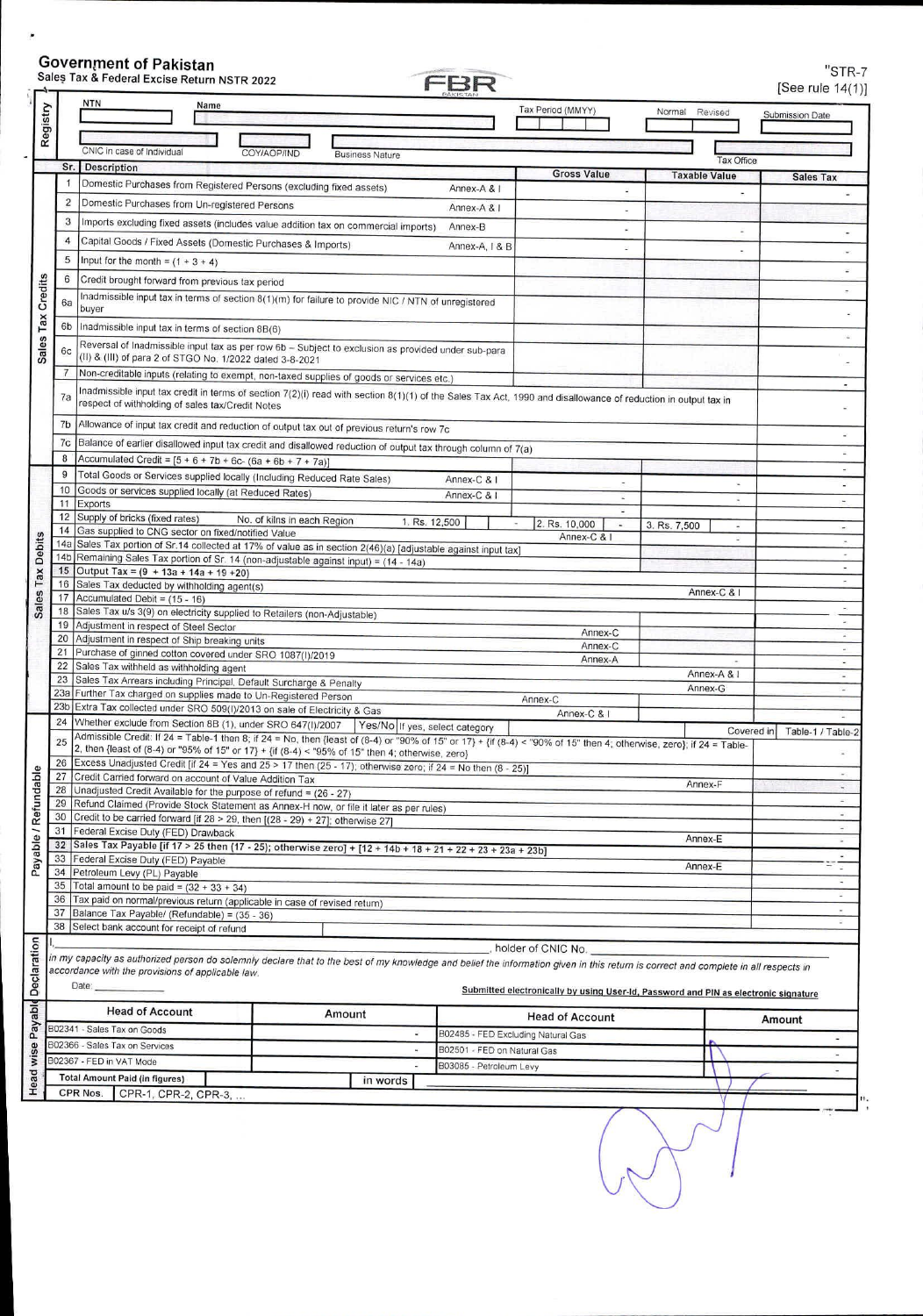**Government of Pakistan**
Sales Tax & Federal Excise Return NSTR 2022

FBR

"STR-7
[See rule 14(1)]

| Registry | | | | |
|---|---|---|---|---|
| NTN | Name | | Tax Period (MMYY) | Normal Revised | Submission Date |
| CNIC in case of Individual | COY/AOP/IND | Business Nature | | Tax Office | |

| | Sr. | Description | | Gross Value | Taxable Value | Sales Tax |
|---|---|---|---|---|---|---|
| Sales Tax Credits | 1 | Domestic Purchases from Registered Persons (excluding fixed assets) | Annex-A & I | - | - | - |
| | 2 | Domestic Purchases from Un-registered Persons | Annex-A & I | - | | |
| | 3 | Imports excluding fixed assets (includes value addition tax on commercial imports) | Annex-B | - | - | - |
| | 4 | Capital Goods / Fixed Assets (Domestic Purchases & Imports) | Annex-A, I & B | - | - | - |
| | 5 | Input for the month = (1 + 3 + 4) | | | | - |
| | 6 | Credit brought forward from previous tax period | | | | - |
| | 6a | Inadmissible input tax in terms of section 8(1)(m) for failure to provide NIC / NTN of unregistered buyer | | | | - |
| | 6b | Inadmissible input tax in terms of section 8B(6) | | | | - |
| | 6c | Reversal of Inadmissible input tax as per row 6b – Subject to exclusion as provided under sub-para (II) & (III) of para 2 of STGO No. 1/2022 dated 3-8-2021 | | | | - |
| | 7 | Non-creditable inputs (relating to exempt, non-taxed supplies of goods or services etc.) | | | | - |
| | 7a | Inadmissible input tax credit in terms of section 7(2)(i) read with section 8(1)(l) of the Sales Tax Act, 1990 and disallowance of reduction in output tax in respect of withholding of sales tax/Credit Notes | | | | - |
| | 7b | Allowance of input tax credit and reduction of output tax out of previous return's row 7c | | | | - |
| | 7c | Balance of earlier disallowed input tax credit and disallowed reduction of output tax through column of 7(a) | | | | - |
| | 8 | Accumulated Credit = [5 + 6 + 7b + 6c - (6a + 6b + 7 + 7a)] | | | | - |
| Sales Tax Debits | 9 | Total Goods or Services supplied locally (Including Reduced Rate Sales) | Annex-C & I | - | - | - |
| | 10 | Goods or services supplied locally (at Reduced Rates) | Annex-C & I | - | - | - |
| | 11 | Exports | | - | | |
| | 12 | Supply of bricks (fixed rates) No. of kilns in each Region 1. Rs. 12,500 - 2. Rs. 10,000 - 3. Rs. 7,500 | | | - | - |
| | 14 | Gas supplied to CNG sector on fixed/notified Value | Annex-C & I | | - | - |
| | 14a | Sales Tax portion of Sr.14 collected at 17% of value as in section 2(46)(a) [adjustable against input tax] | | | | - |
| | 14b | Remaining Sales Tax portion of Sr. 14 (non-adjustable against input) = (14 - 14a) | | | | - |
| | 15 | Output Tax = (9 + 13a + 14a + 19 + 20) | | | | - |
| | 16 | Sales Tax deducted by withholding agent(s) | | | Annex-C & I | - |
| | 17 | Accumulated Debit = (15 - 16) | | | | - |
| | 18 | Sales Tax u/s 3(9) on electricity supplied to Retailers (non-Adjustable) | | | | - |
| | 19 | Adjustment in respect of Steel Sector | Annex-C | | | - |
| | 20 | Adjustment in respect of Ship breaking units | Annex-C | | | - |
| | 21 | Purchase of ginned cotton covered under SRO 1087(I)/2019 | Annex-A | | - | - |
| | 22 | Sales Tax withheld as withholding agent | | | Annex-A & I | - |
| | 23 | Sales Tax Arrears including Principal, Default Surcharge & Penalty | | | Annex-G | - |
| | 23a | Further Tax charged on supplies made to Un-Registered Person | Annex-C | | | - |
| | 23b | Extra Tax collected under SRO 509(I)/2013 on sale of Electricity & Gas | Annex-C & I | | | - |
| Payable / Refundable | 24 | Whether exclude from Section 8B (1), under SRO 647(I)/2007 Yes/No If yes, select category | | | Covered in | Table-1 / Table-2 |
| | 25 | Admissible Credit: If 24 = Table-1 then 8; if 24 = No, then {least of (8-4) or "90% of 15" or 17} + {if (8-4) < "90% of 15" then 4; otherwise, zero}; if 24 = Table-2, then {least of (8-4) or "95% of 15" or 17} + {if (8-4) < "95% of 15" then 4; otherwise, zero} | | | | - |
| | 26 | Excess Unadjusted Credit [if 24 = Yes and 25 > 17 then (25 - 17); otherwise zero; if 24 = No then (8 - 25)] | | | | - |
| | 27 | Credit Carried forward on account of Value Addition Tax | | | Annex-F | - |
| | 28 | Unadjusted Credit Available for the purpose of refund = (26 - 27) | | | | - |
| | 29 | Refund Claimed (Provide Stock Statement as Annex-H now, or file it later as per rules) | | | | - |
| | 30 | Credit to be carried forward [if 28 > 29, then [(28 - 29) + 27]; otherwise 27] | | | | - |
| | 31 | Federal Excise Duty (FED) Drawback | | | Annex-E | - |
| | 32 | Sales Tax Payable [if 17 > 25 then (17 - 25); otherwise zero] + [12 + 14b + 18 + 21 + 22 + 23 + 23a + 23b] | | | | - |
| | 33 | Federal Excise Duty (FED) Payable | | | Annex-E | - |
| | 34 | Petroleum Levy (PL) Payable | | | | - |
| | 35 | Total amount to be paid = (32 + 33 + 34) | | | | - |
| | 36 | Tax paid on normal/previous return (applicable in case of revised return) | | | | - |
| | 37 | Balance Tax Payable/ (Refundable) = (35 - 36) | | | | - |
| | 38 | Select bank account for receipt of refund | | | | |

**Declaration**

I, ______________________________, holder of CNIC No. ______________________________

*in my capacity as authorized person do solemnly declare that to the best of my knowledge and belief the information given in this return is correct and complete in all respects in accordance with the provisions of applicable law.*

Date: __________

Submitted electronically by using User-Id, Password and PIN as electronic signature

**Head wise Payable**

| Head of Account | Amount | Head of Account | Amount |
|---|---|---|---|
| B02341 - Sales Tax on Goods | - | B02485 - FED Excluding Natural Gas | - |
| B02366 - Sales Tax on Services | - | B02501 - FED on Natural Gas | - |
| B02367 - FED in VAT Mode | - | B03085 - Petroleum Levy | - |
| Total Amount Paid (in figures) | | in words | |
| CPR Nos. | CPR-1, CPR-2, CPR-3, ... | | |

".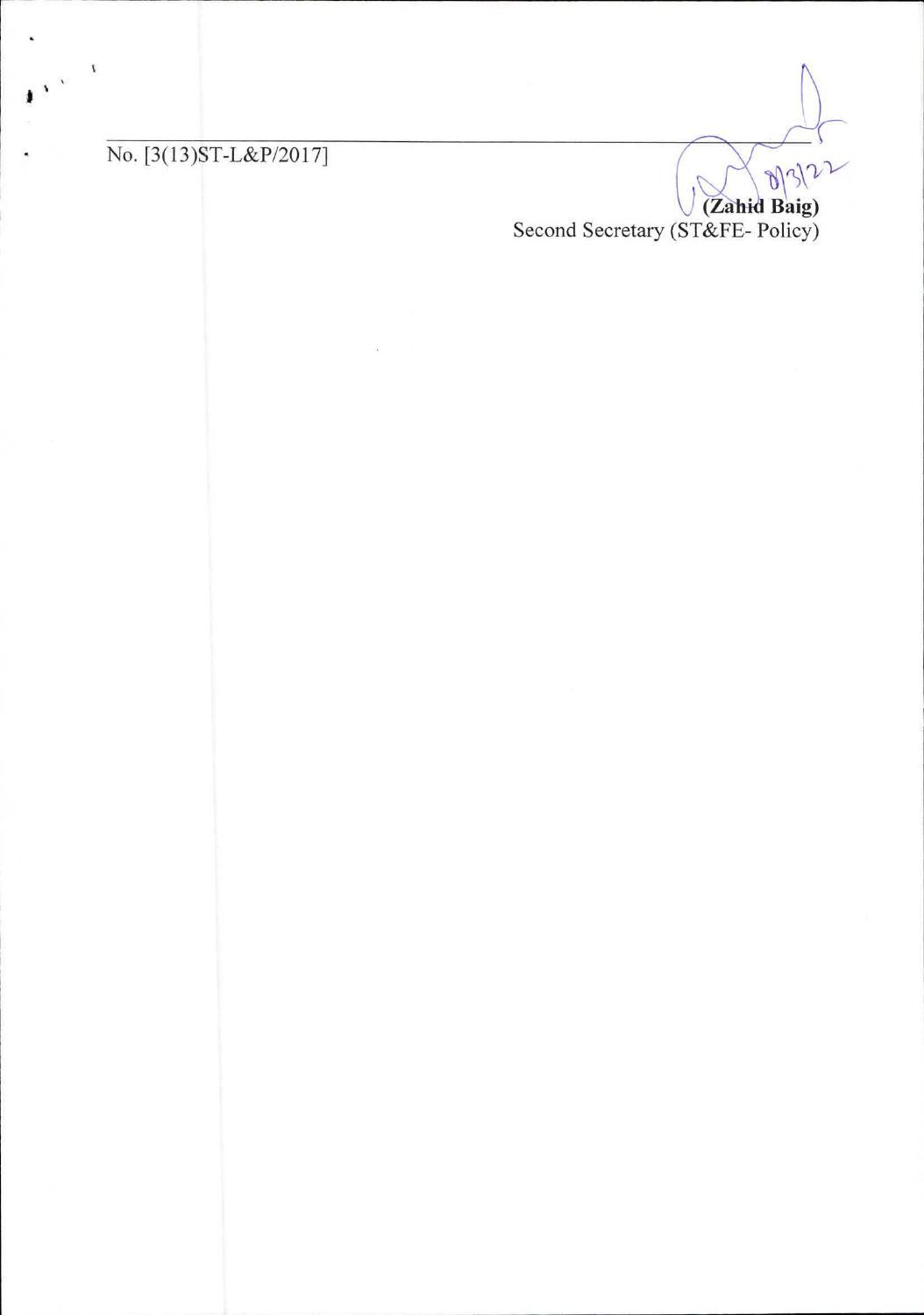No. [3(13)ST-L&P/2017]

8/3/22

**(Zahid Baig)**
Second Secretary (ST&FE- Policy)